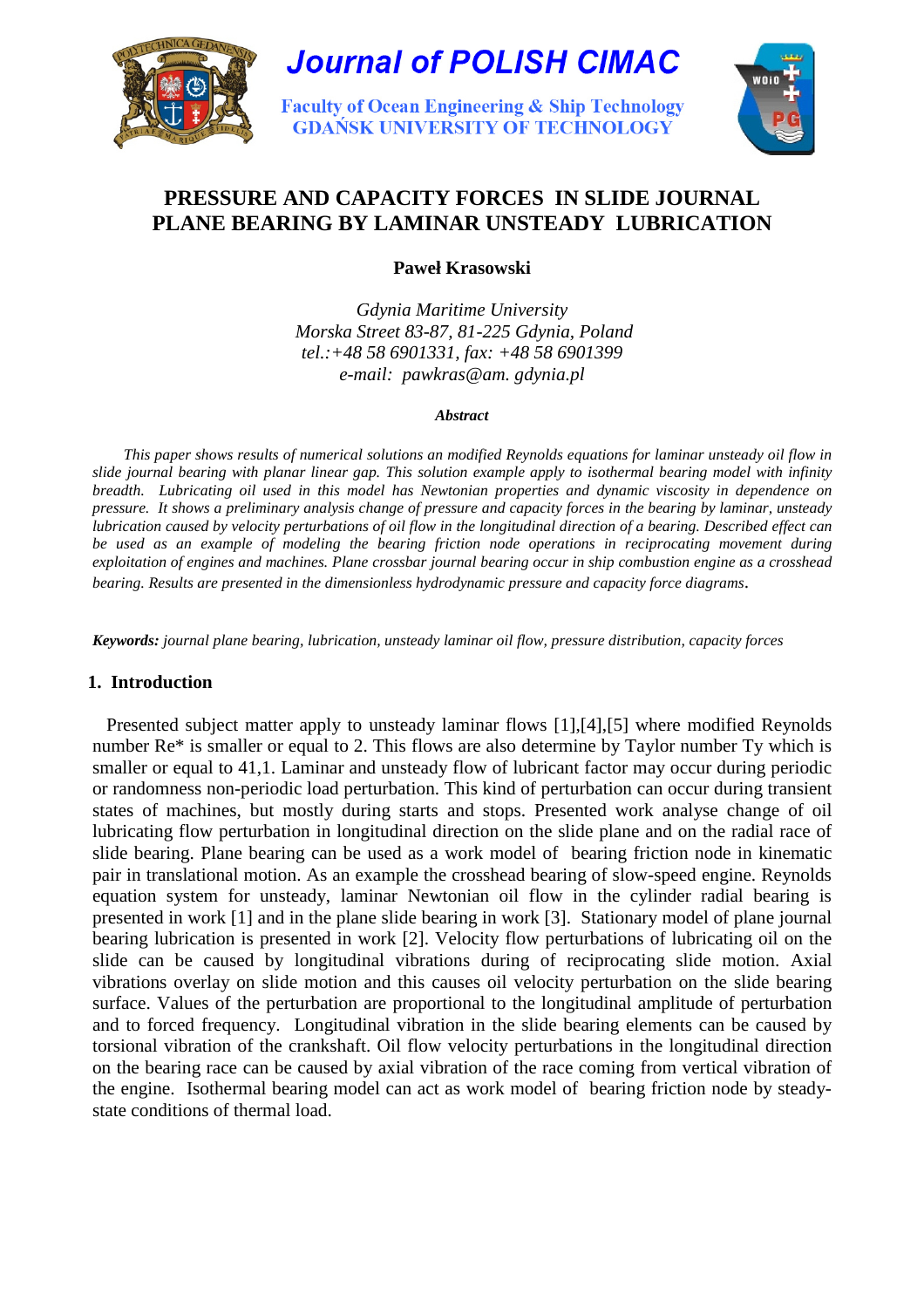# PRESSURE AND CAPACITY FORCES IN SLIDE JOURNAL PLANE BEARING BY LAMINAR UNSTEADY LUBRICATION

**Paweł Krasowski**

*Gdynia Maritime University*
*Morska Street 83-87, 81-225 Gdynia, Poland*
*tel.:+48 58 6901331, fax: +48 58 6901399*
*e-mail: pawkras@am. gdynia.pl*

***Abstract***

*This paper shows results of numerical solutions an modified Reynolds equations for laminar unsteady oil flow in slide journal bearing with planar linear gap. This solution example apply to isothermal bearing model with infinity breadth. Lubricating oil used in this model has Newtonian properties and dynamic viscosity in dependence on pressure. It shows a preliminary analysis change of pressure and capacity forces in the bearing by laminar, unsteady lubrication caused by velocity perturbations of oil flow in the longitudinal direction of a bearing. Described effect can be used as an example of modeling the bearing friction node operations in reciprocating movement during exploitation of engines and machines. Plane crossbar journal bearing occur in ship combustion engine as a crosshead bearing. Results are presented in the dimensionless hydrodynamic pressure and capacity force diagrams.*

***Keywords:*** *journal plane bearing, lubrication, unsteady laminar oil flow, pressure distribution, capacity forces*

## 1. Introduction

Presented subject matter apply to unsteady laminar flows [1],[4],[5] where modified Reynolds number Re* is smaller or equal to 2. This flows are also determine by Taylor number Ty which is smaller or equal to 41,1. Laminar and unsteady flow of lubricant factor may occur during periodic or randomness non-periodic load perturbation. This kind of perturbation can occur during transient states of machines, but mostly during starts and stops. Presented work analyse change of oil lubricating flow perturbation in longitudinal direction on the slide plane and on the radial race of slide bearing. Plane bearing can be used as a work model of bearing friction node in kinematic pair in translational motion. As an example the crosshead bearing of slow-speed engine. Reynolds equation system for unsteady, laminar Newtonian oil flow in the cylinder radial bearing is presented in work [1] and in the plane slide bearing in work [3]. Stationary model of plane journal bearing lubrication is presented in work [2]. Velocity flow perturbations of lubricating oil on the slide can be caused by longitudinal vibrations during of reciprocating slide motion. Axial vibrations overlay on slide motion and this causes oil velocity perturbation on the slide bearing surface. Values of the perturbation are proportional to the longitudinal amplitude of perturbation and to forced frequency. Longitudinal vibration in the slide bearing elements can be caused by torsional vibration of the crankshaft. Oil flow velocity perturbations in the longitudinal direction on the bearing race can be caused by axial vibration of the race coming from vertical vibration of the engine. Isothermal bearing model can act as work model of bearing friction node by steady-state conditions of thermal load.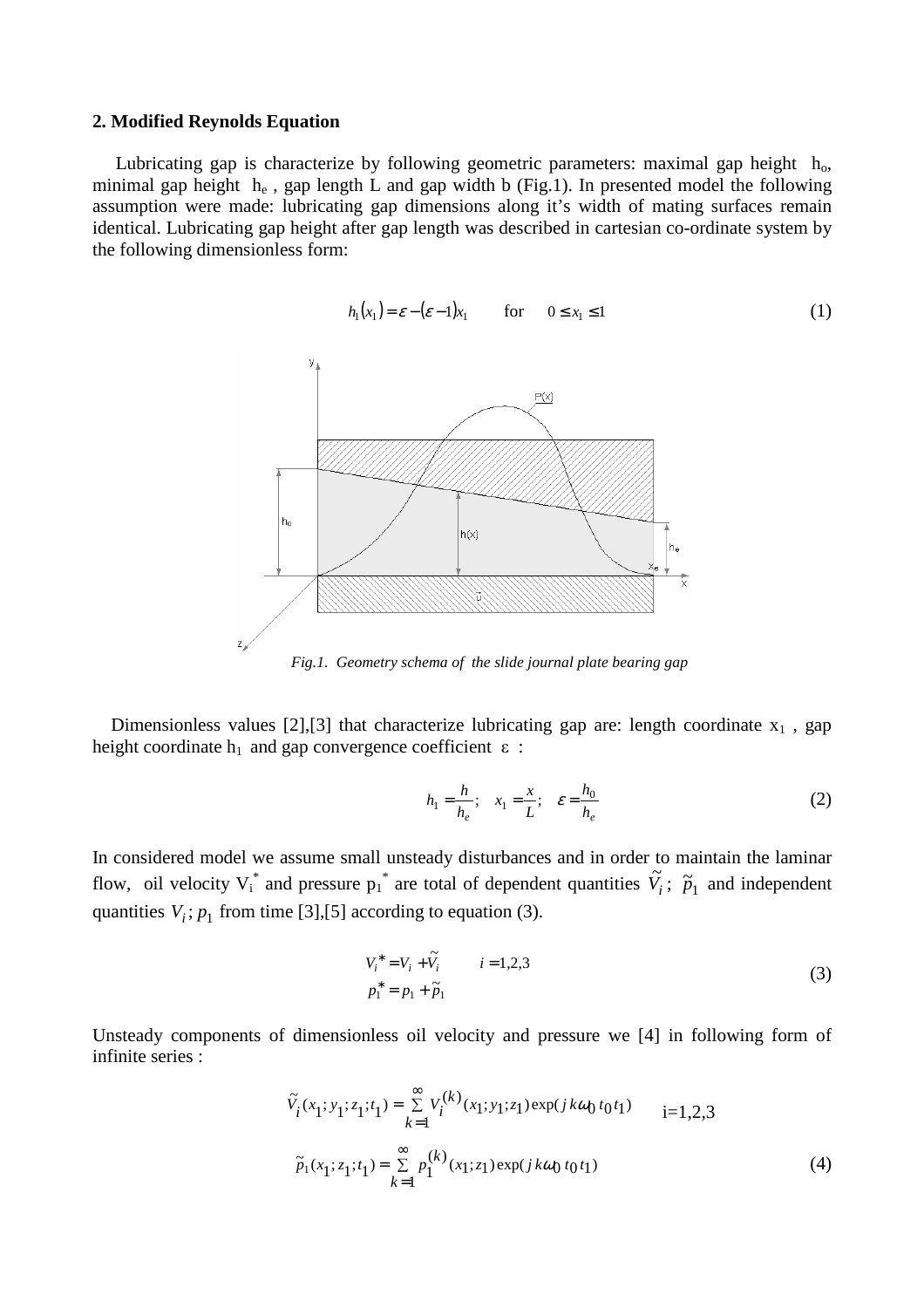### 2. Modified Reynolds Equation

Lubricating gap is characterize by following geometric parameters: maximal gap height $h_o$, minimal gap height $h_e$, gap length L and gap width b (Fig.1). In presented model the following assumption were made: lubricating gap dimensions along it's width of mating surfaces remain identical. Lubricating gap height after gap length was described in cartesian co-ordinate system by the following dimensionless form:

$$h_1(x_1) = \varepsilon - (\varepsilon - 1)x_1 \qquad \text{for} \quad 0 \le x_1 \le 1 \tag{1}$$

*Fig.1. Geometry schema of the slide journal plate bearing gap*

Dimensionless values [2],[3] that characterize lubricating gap are: length coordinate $x_1$, gap height coordinate $h_1$ and gap convergence coefficient $\varepsilon$ :

$$h_1 = \frac{h}{h_e}; \quad x_1 = \frac{x}{L}; \quad \varepsilon = \frac{h_0}{h_e} \tag{2}$$

In considered model we assume small unsteady disturbances and in order to maintain the laminar flow, oil velocity $V_i^*$ and pressure $p_1^*$ are total of dependent quantities $\tilde{V}_i$; $\tilde{p}_1$ and independent quantities $V_i; p_1$ from time [3],[5] according to equation (3).

$$\begin{aligned} V_i^* &= V_i + \tilde{V}_i \qquad i = 1,2,3 \\ p_1^* &= p_1 + \tilde{p}_1 \end{aligned} \tag{3}$$

Unsteady components of dimensionless oil velocity and pressure we [4] in following form of infinite series :

$$\tilde{V}_i(x_1; y_1; z_1; t_1) = \sum_{k=1}^{\infty} V_i^{(k)}(x_1; y_1; z_1)\exp(j\,k\omega_0\,t_0\,t_1) \qquad \text{i=1,2,3}$$

$$\tilde{p}_1(x_1; z_1; t_1) = \sum_{k=1}^{\infty} p_1^{(k)}(x_1; z_1)\exp(j\,k\omega_0\,t_0\,t_1) \tag{4}$$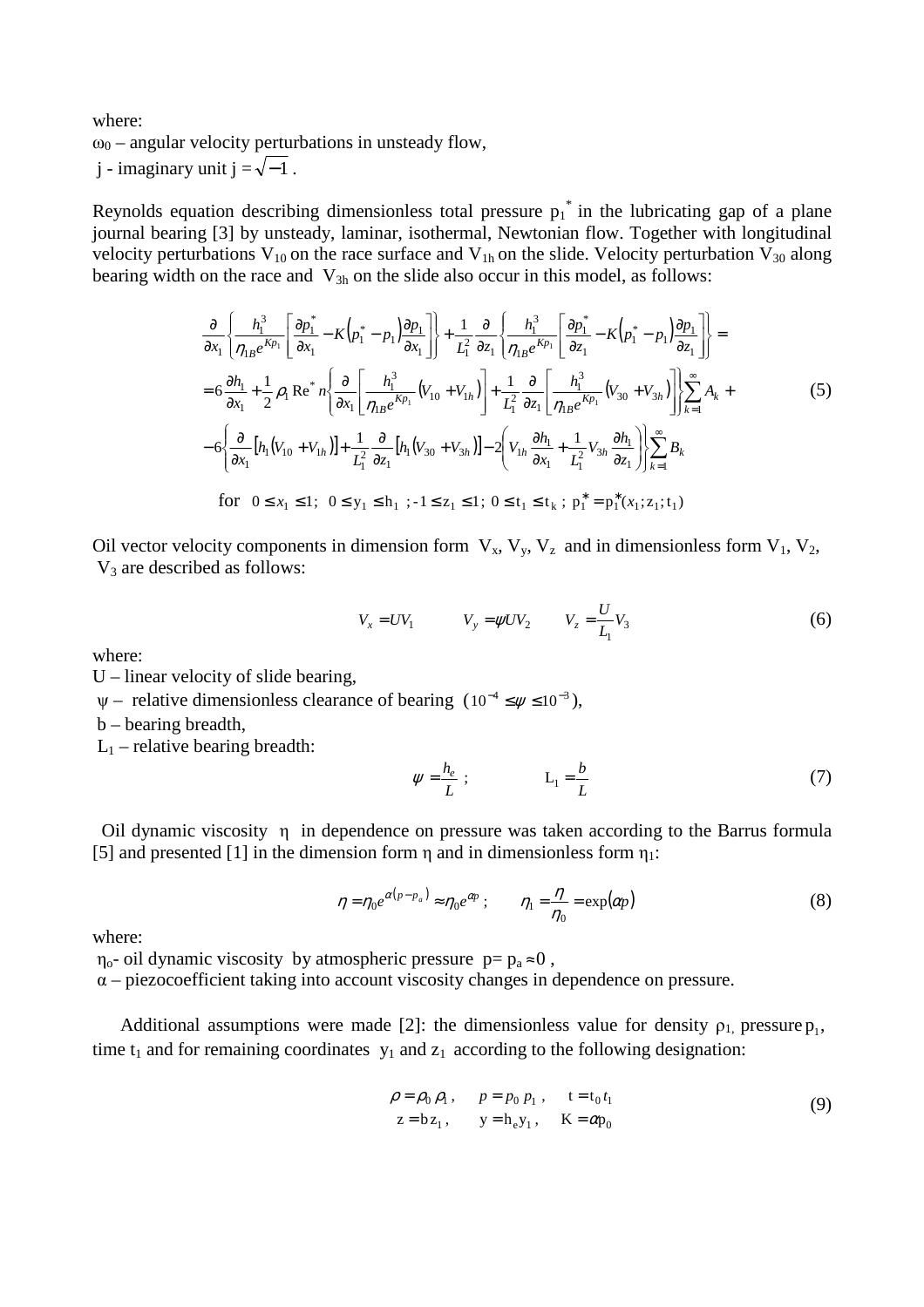where:
$\omega_0$ – angular velocity perturbations in unsteady flow,
j - imaginary unit $j = \sqrt{-1}$ .

Reynolds equation describing dimensionless total pressure $p_1^*$ in the lubricating gap of a plane journal bearing [3] by unsteady, laminar, isothermal, Newtonian flow. Together with longitudinal velocity perturbations $V_{10}$ on the race surface and $V_{1h}$ on the slide. Velocity perturbation $V_{30}$ along bearing width on the race and $V_{3h}$ on the slide also occur in this model, as follows:

$$
\begin{aligned}
&\frac{\partial}{\partial x_1}\left\{\frac{h_1^3}{\eta_{1B}e^{Kp_1}}\left[\frac{\partial p_1^*}{\partial x_1} - K\left(p_1^* - p_1\right)\frac{\partial p_1}{\partial x_1}\right]\right\} + \frac{1}{L_1^2}\frac{\partial}{\partial z_1}\left\{\frac{h_1^3}{\eta_{1B}e^{Kp_1}}\left[\frac{\partial p_1^*}{\partial z_1} - K\left(p_1^* - p_1\right)\frac{\partial p_1}{\partial z_1}\right]\right\} = \\
&= 6\frac{\partial h_1}{\partial x_1} + \frac{1}{2}\rho_1 \operatorname{Re}^* n\left\{\frac{\partial}{\partial x_1}\left[\frac{h_1^3}{\eta_{1B}e^{Kp_1}}\left(V_{10} + V_{1h}\right)\right] + \frac{1}{L_1^2}\frac{\partial}{\partial z_1}\left[\frac{h_1^3}{\eta_{1B}e^{Kp_1}}\left(V_{30} + V_{3h}\right)\right]\right\}\sum_{k=1}^{\infty} A_k + \\
&- 6\left\{\frac{\partial}{\partial x_1}\left[h_1\left(V_{10} + V_{1h}\right)\right] + \frac{1}{L_1^2}\frac{\partial}{\partial z_1}\left[h_1\left(V_{30} + V_{3h}\right)\right] - 2\left(V_{1h}\frac{\partial h_1}{\partial x_1} + \frac{1}{L_1^2}V_{3h}\frac{\partial h_1}{\partial z_1}\right)\right\}\sum_{k=1}^{\infty} B_k
\end{aligned} \tag{5}
$$

$$
\text{for} \quad 0 \le x_1 \le 1;\; 0 \le y_1 \le h_1\;;\, -1 \le z_1 \le 1;\; 0 \le t_1 \le t_k\;;\; p_1^* = p_1^*(x_1; z_1; t_1)
$$

Oil vector velocity components in dimension form $V_x$, $V_y$, $V_z$ and in dimensionless form $V_1$, $V_2$, $V_3$ are described as follows:

$$
V_x = UV_1 \qquad V_y = \psi U V_2 \qquad V_z = \frac{U}{L_1}V_3 \tag{6}
$$

where:
U – linear velocity of slide bearing,
$\psi$ – relative dimensionless clearance of bearing ($10^{-4} \le \psi \le 10^{-3}$),
b – bearing breadth,
$L_1$ – relative bearing breadth:

$$
\psi = \frac{h_e}{L}\;; \qquad L_1 = \frac{b}{L} \tag{7}
$$

Oil dynamic viscosity $\eta$ in dependence on pressure was taken according to the Barrus formula [5] and presented [1] in the dimension form $\eta$ and in dimensionless form $\eta_1$:

$$
\eta = \eta_0 e^{\alpha(p - p_a)} \approx \eta_0 e^{\alpha p}\;; \qquad \eta_1 = \frac{\eta}{\eta_0} = \exp(\alpha p) \tag{8}
$$

where:
$\eta_0$- oil dynamic viscosity by atmospheric pressure $p = p_a \approx 0$ ,
$\alpha$ – piezocoefficient taking into account viscosity changes in dependence on pressure.

Additional assumptions were made [2]: the dimensionless value for density $\rho_1$, pressure $p_1$, time $t_1$ and for remaining coordinates $y_1$ and $z_1$ according to the following designation:

$$
\begin{aligned}
\rho = \rho_0\,\rho_1\,, \quad & p = p_0\,p_1\,, \quad t = t_0\,t_1 \\
z = b\,z_1\,, \quad & y = h_e y_1\,, \quad K = \alpha p_0
\end{aligned} \tag{9}
$$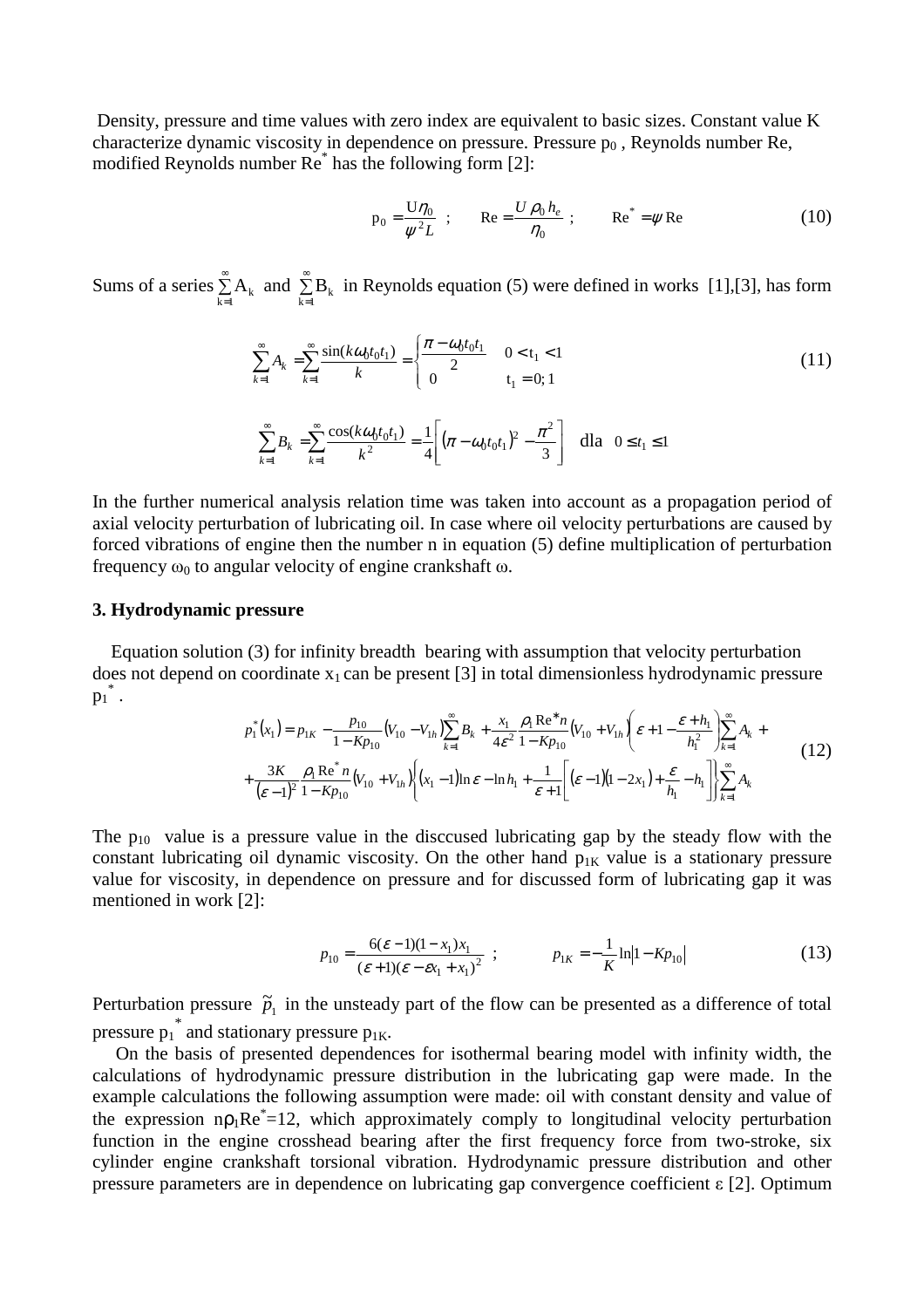Density, pressure and time values with zero index are equivalent to basic sizes. Constant value K characterize dynamic viscosity in dependence on pressure. Pressure $p_0$ , Reynolds number Re, modified Reynolds number $Re^*$ has the following form [2]:

$$p_0 = \frac{U\eta_0}{\psi^2 L} \;; \qquad \text{Re} = \frac{U\,\rho_0\,h_e}{\eta_0} \;; \qquad \text{Re}^* = \psi\,\text{Re} \tag{10}$$

Sums of a series $\sum_{k=1}^{\infty} A_k$ and $\sum_{k=1}^{\infty} B_k$ in Reynolds equation (5) were defined in works [1],[3], has form

$$\sum_{k=1}^{\infty} A_k = \sum_{k=1}^{\infty} \frac{\sin(k\omega_0 t_0 t_1)}{k} = \begin{cases} \dfrac{\pi - \omega_0 t_0 t_1}{2} & 0 < t_1 < 1 \\ 0 & t_1 = 0;\,1 \end{cases} \tag{11}$$

$$\sum_{k=1}^{\infty} B_k = \sum_{k=1}^{\infty} \frac{\cos(k\omega_0 t_0 t_1)}{k^2} = \frac{1}{4}\left[\left(\pi - \omega_0 t_0 t_1\right)^2 - \frac{\pi^2}{3}\right] \quad \text{dla} \quad 0 \le t_1 \le 1$$

In the further numerical analysis relation time was taken into account as a propagation period of axial velocity perturbation of lubricating oil. In case where oil velocity perturbations are caused by forced vibrations of engine then the number n in equation (5) define multiplication of perturbation frequency $\omega_0$ to angular velocity of engine crankshaft $\omega$.

### 3. Hydrodynamic pressure

Equation solution (3) for infinity breadth bearing with assumption that velocity perturbation does not depend on coordinate $x_1$ can be present [3] in total dimensionless hydrodynamic pressure $p_1^*$.

$$\begin{aligned} p_1^*(x_1) &= p_{1K} - \frac{p_{10}}{1-Kp_{10}}\left(V_{10} - V_{1h}\right)\sum_{k=1}^{\infty} B_k + \frac{x_1}{4\varepsilon^2}\frac{\rho_1 \text{Re}^* n}{1-Kp_{10}}\left(V_{10}+V_{1h}\right)\left(\varepsilon + 1 - \frac{\varepsilon + h_1}{h_1^2}\right)\sum_{k=1}^{\infty} A_k + \\ &+ \frac{3K}{(\varepsilon-1)^2}\frac{\rho_1 \text{Re}^* n}{1-Kp_{10}}\left(V_{10}+V_{1h}\right)\left\{(x_1 - 1)\ln\varepsilon - \ln h_1 + \frac{1}{\varepsilon+1}\left[(\varepsilon-1)(1-2x_1) + \frac{\varepsilon}{h_1} - h_1\right]\right\}\sum_{k=1}^{\infty} A_k \end{aligned} \tag{12}$$

The $p_{10}$ value is a pressure value in the disccused lubricating gap by the steady flow with the constant lubricating oil dynamic viscosity. On the other hand $p_{1K}$ value is a stationary pressure value for viscosity, in dependence on pressure and for discussed form of lubricating gap it was mentioned in work [2]:

$$p_{10} = \frac{6(\varepsilon-1)(1-x_1)x_1}{(\varepsilon+1)(\varepsilon - \varepsilon x_1 + x_1)^2} \;; \qquad p_{1K} = -\frac{1}{K}\ln\left|1 - Kp_{10}\right| \tag{13}$$

Perturbation pressure $\tilde{p}_1$ in the unsteady part of the flow can be presented as a difference of total pressure $p_1^*$ and stationary pressure $p_{1K}$.

On the basis of presented dependences for isothermal bearing model with infinity width, the calculations of hydrodynamic pressure distribution in the lubricating gap were made. In the example calculations the following assumption were made: oil with constant density and value of the expression $n\rho_1 Re^*=12$, which approximately comply to longitudinal velocity perturbation function in the engine crosshead bearing after the first frequency force from two-stroke, six cylinder engine crankshaft torsional vibration. Hydrodynamic pressure distribution and other pressure parameters are in dependence on lubricating gap convergence coefficient $\varepsilon$ [2]. Optimum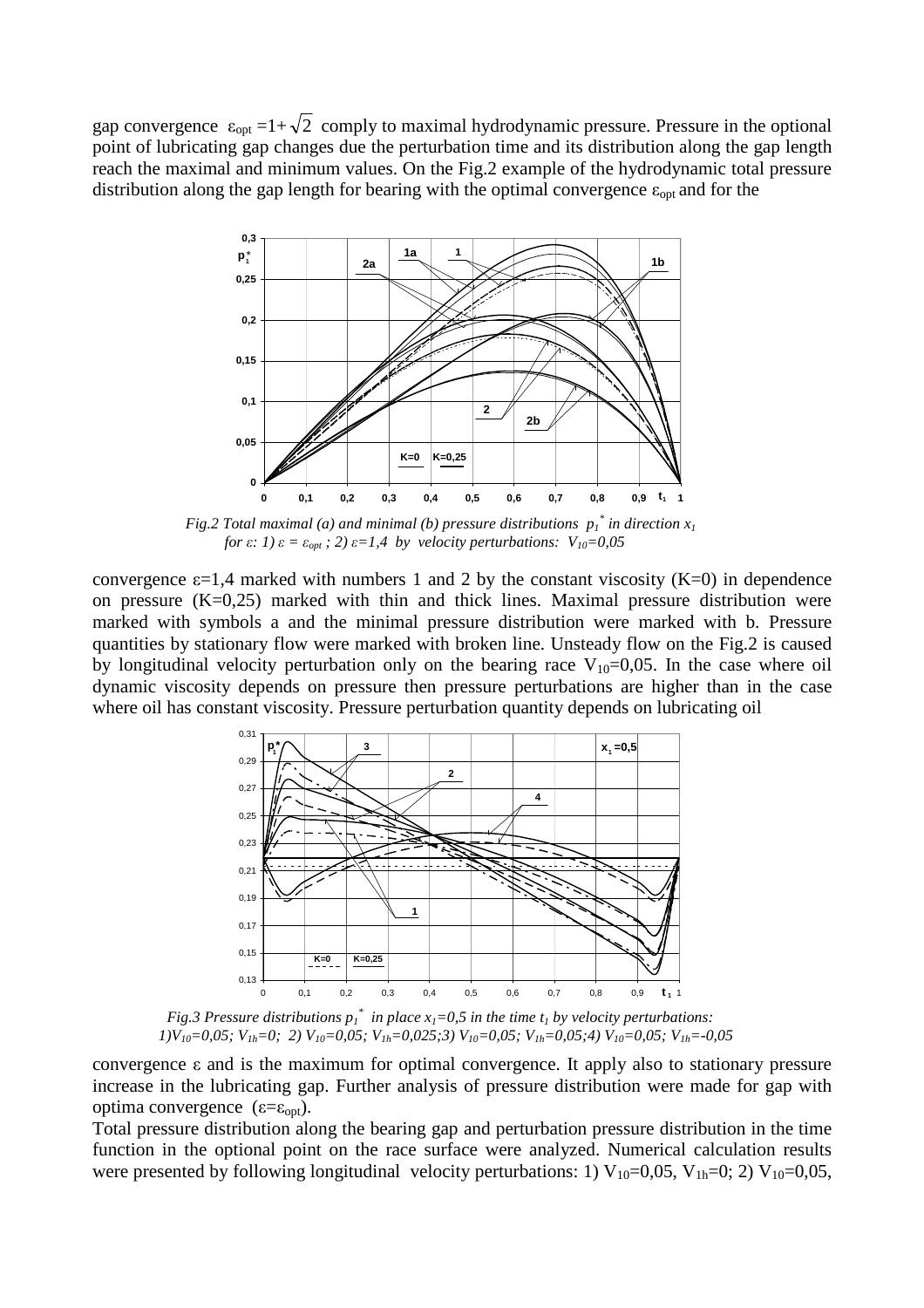gap convergence $\varepsilon_{opt} = 1+\sqrt{2}$ comply to maximal hydrodynamic pressure. Pressure in the optional point of lubricating gap changes due the perturbation time and its distribution along the gap length reach the maximal and minimum values. On the Fig.2 example of the hydrodynamic total pressure distribution along the gap length for bearing with the optimal convergence $\varepsilon_{opt}$ and for the

*Fig.2 Total maximal (a) and minimal (b) pressure distributions $p_1^*$ in direction $x_1$ for $\varepsilon$: 1) $\varepsilon = \varepsilon_{opt}$ ; 2) $\varepsilon=1{,}4$ by velocity perturbations: $V_{10}=0{,}05$*

convergence $\varepsilon=1{,}4$ marked with numbers 1 and 2 by the constant viscosity (K=0) in dependence on pressure (K=0,25) marked with thin and thick lines. Maximal pressure distribution were marked with symbols a and the minimal pressure distribution were marked with b. Pressure quantities by stationary flow were marked with broken line. Unsteady flow on the Fig.2 is caused by longitudinal velocity perturbation only on the bearing race $V_{10}=0{,}05$. In the case where oil dynamic viscosity depends on pressure then pressure perturbations are higher than in the case where oil has constant viscosity. Pressure perturbation quantity depends on lubricating oil

*Fig.3 Pressure distributions $p_1^*$ in place $x_1=0{,}5$ in the time $t_1$ by velocity perturbations: 1) $V_{10}=0{,}05$; $V_{1h}=0$; 2) $V_{10}=0{,}05$; $V_{1h}=0{,}025$; 3) $V_{10}=0{,}05$; $V_{1h}=0{,}05$; 4) $V_{10}=0{,}05$; $V_{1h}=-0{,}05$*

convergence $\varepsilon$ and is the maximum for optimal convergence. It apply also to stationary pressure increase in the lubricating gap. Further analysis of pressure distribution were made for gap with optima convergence ($\varepsilon=\varepsilon_{opt}$).

Total pressure distribution along the bearing gap and perturbation pressure distribution in the time function in the optional point on the race surface were analyzed. Numerical calculation results were presented by following longitudinal velocity perturbations: 1) $V_{10}=0{,}05$, $V_{1h}=0$; 2) $V_{10}=0{,}05$,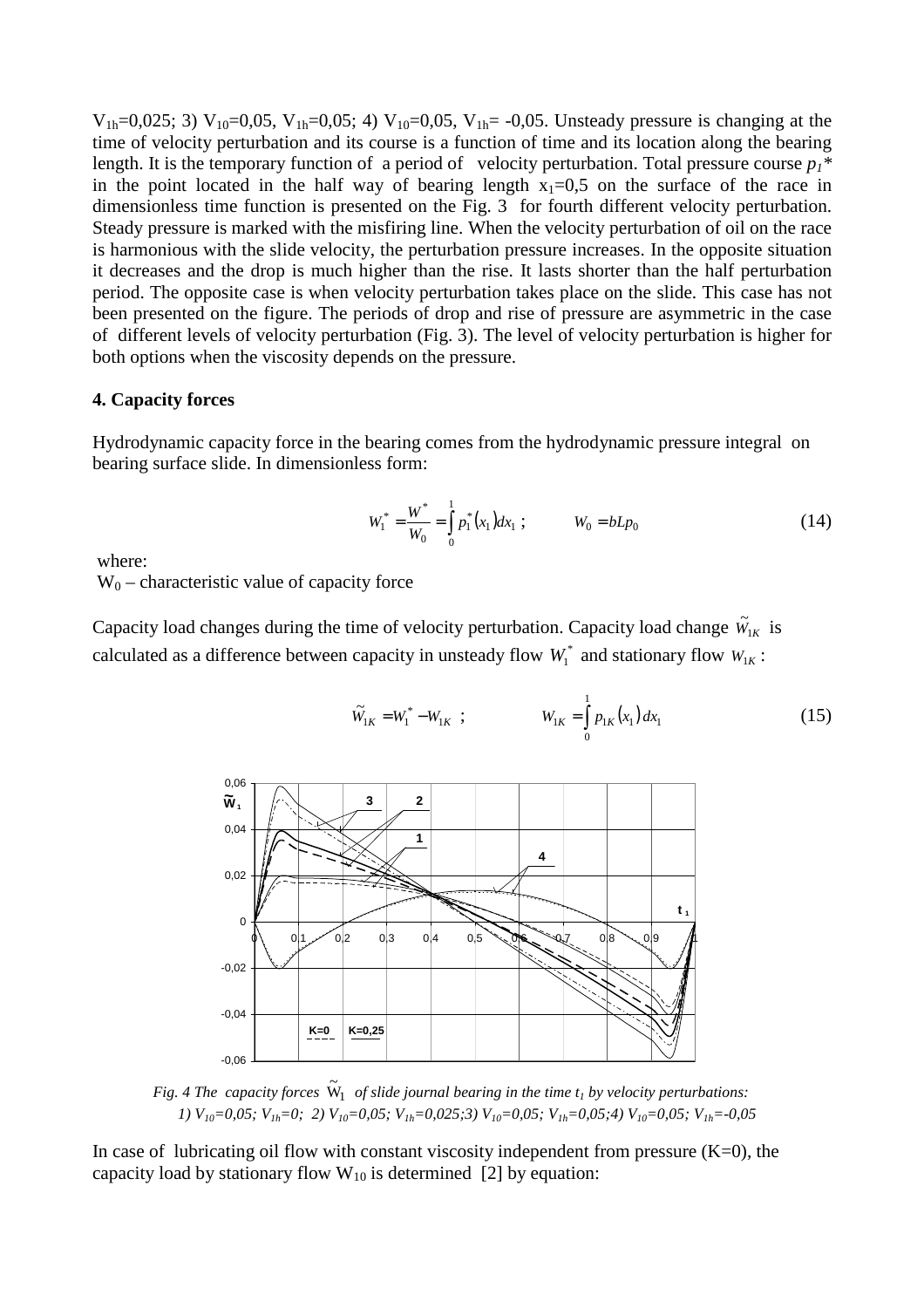$V_{1h}$=0,025; 3) $V_{10}$=0,05, $V_{1h}$=0,05; 4) $V_{10}$=0,05, $V_{1h}$= -0,05. Unsteady pressure is changing at the time of velocity perturbation and its course is a function of time and its location along the bearing length. It is the temporary function of a period of velocity perturbation. Total pressure course $p_1$* in the point located in the half way of bearing length $x_1$=0,5 on the surface of the race in dimensionless time function is presented on the Fig. 3 for fourth different velocity perturbation. Steady pressure is marked with the misfiring line. When the velocity perturbation of oil on the race is harmonious with the slide velocity, the perturbation pressure increases. In the opposite situation it decreases and the drop is much higher than the rise. It lasts shorter than the half perturbation period. The opposite case is when velocity perturbation takes place on the slide. This case has not been presented on the figure. The periods of drop and rise of pressure are asymmetric in the case of different levels of velocity perturbation (Fig. 3). The level of velocity perturbation is higher for both options when the viscosity depends on the pressure.

## 4. Capacity forces

Hydrodynamic capacity force in the bearing comes from the hydrodynamic pressure integral on bearing surface slide. In dimensionless form:

$$W_1^* = \frac{W^*}{W_0} = \int_0^1 p_1^*(x_1)dx_1 \; ; \qquad W_0 = bLp_0 \tag{14}$$

where:
$W_0$ – characteristic value of capacity force

Capacity load changes during the time of velocity perturbation. Capacity load change $\tilde{W}_{1K}$ is calculated as a difference between capacity in unsteady flow $W_1^*$ and stationary flow $W_{1K}$:

$$\tilde{W}_{1K} = W_1^* - W_{1K} \; ; \qquad W_{1K} = \int_0^1 p_{1K}(x_1)\,dx_1 \tag{15}$$

*Fig. 4 The capacity forces $\tilde{W}_1$ of slide journal bearing in the time $t_1$ by velocity perturbations: 1) $V_{10}$=0,05; $V_{1h}$=0; 2) $V_{10}$=0,05; $V_{1h}$=0,025;3) $V_{10}$=0,05; $V_{1h}$=0,05;4) $V_{10}$=0,05; $V_{1h}$=-0,05*

In case of lubricating oil flow with constant viscosity independent from pressure (K=0), the capacity load by stationary flow $W_{10}$ is determined [2] by equation: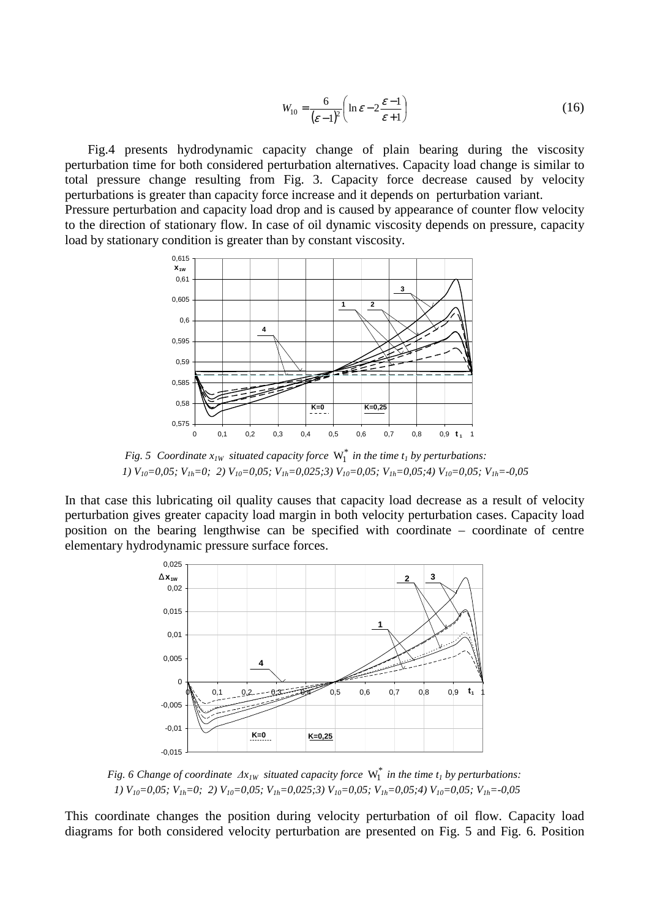$$W_{10} = \frac{6}{(\varepsilon - 1)^2}\left(\ln \varepsilon - 2\frac{\varepsilon - 1}{\varepsilon + 1}\right) \tag{16}$$

Fig.4 presents hydrodynamic capacity change of plain bearing during the viscosity perturbation time for both considered perturbation alternatives. Capacity load change is similar to total pressure change resulting from Fig. 3. Capacity force decrease caused by velocity perturbations is greater than capacity force increase and it depends on perturbation variant.
Pressure perturbation and capacity load drop and is caused by appearance of counter flow velocity to the direction of stationary flow. In case of oil dynamic viscosity depends on pressure, capacity load by stationary condition is greater than by constant viscosity.

*Fig. 5 Coordinate $x_{1W}$ situated capacity force $W_1^*$ in the time $t_1$ by perturbations:*
*1) $V_{10}=0,05$; $V_{1h}=0$; 2) $V_{10}=0,05$; $V_{1h}=0,025$; 3) $V_{10}=0,05$; $V_{1h}=0,05$; 4) $V_{10}=0,05$; $V_{1h}=-0,05$*

In that case this lubricating oil quality causes that capacity load decrease as a result of velocity perturbation gives greater capacity load margin in both velocity perturbation cases. Capacity load position on the bearing lengthwise can be specified with coordinate – coordinate of centre elementary hydrodynamic pressure surface forces.

*Fig. 6 Change of coordinate $\Delta x_{1W}$ situated capacity force $W_1^*$ in the time $t_1$ by perturbations:*
*1) $V_{10}=0,05$; $V_{1h}=0$; 2) $V_{10}=0,05$; $V_{1h}=0,025$; 3) $V_{10}=0,05$; $V_{1h}=0,05$; 4) $V_{10}=0,05$; $V_{1h}=-0,05$*

This coordinate changes the position during velocity perturbation of oil flow. Capacity load diagrams for both considered velocity perturbation are presented on Fig. 5 and Fig. 6. Position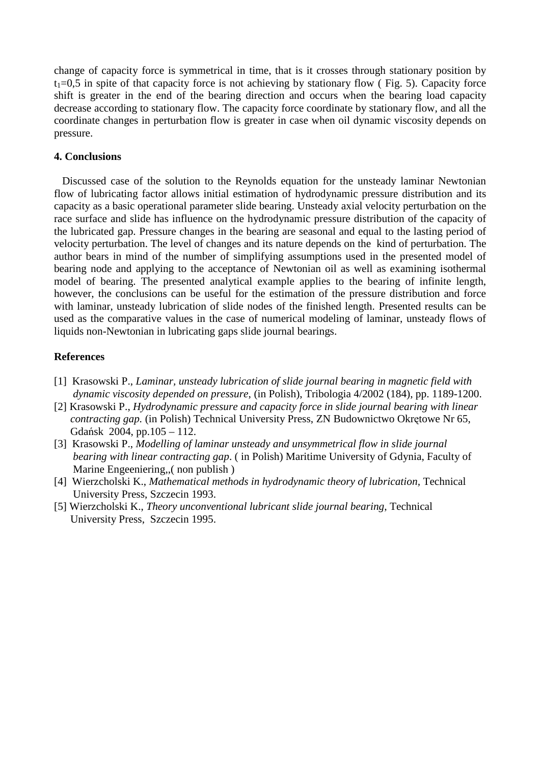change of capacity force is symmetrical in time, that is it crosses through stationary position by $t_1$=0,5 in spite of that capacity force is not achieving by stationary flow ( Fig. 5). Capacity force shift is greater in the end of the bearing direction and occurs when the bearing load capacity decrease according to stationary flow. The capacity force coordinate by stationary flow, and all the coordinate changes in perturbation flow is greater in case when oil dynamic viscosity depends on pressure.

## 4. Conclusions

Discussed case of the solution to the Reynolds equation for the unsteady laminar Newtonian flow of lubricating factor allows initial estimation of hydrodynamic pressure distribution and its capacity as a basic operational parameter slide bearing. Unsteady axial velocity perturbation on the race surface and slide has influence on the hydrodynamic pressure distribution of the capacity of the lubricated gap. Pressure changes in the bearing are seasonal and equal to the lasting period of velocity perturbation. The level of changes and its nature depends on the kind of perturbation. The author bears in mind of the number of simplifying assumptions used in the presented model of bearing node and applying to the acceptance of Newtonian oil as well as examining isothermal model of bearing. The presented analytical example applies to the bearing of infinite length, however, the conclusions can be useful for the estimation of the pressure distribution and force with laminar, unsteady lubrication of slide nodes of the finished length. Presented results can be used as the comparative values in the case of numerical modeling of laminar, unsteady flows of liquids non-Newtonian in lubricating gaps slide journal bearings.

## References

[1] Krasowski P., *Laminar, unsteady lubrication of slide journal bearing in magnetic field with dynamic viscosity depended on pressure*, (in Polish), Tribologia 4/2002 (184), pp. 1189-1200.

[2] Krasowski P., *Hydrodynamic pressure and capacity force in slide journal bearing with linear contracting gap.* (in Polish) Technical University Press, ZN Budownictwo Okrętowe Nr 65, Gdańsk 2004, pp.105 – 112.

[3] Krasowski P., *Modelling of laminar unsteady and unsymmetrical flow in slide journal bearing with linear contracting gap*. ( in Polish) Maritime University of Gdynia, Faculty of Marine Engeeniering,,( non publish )

[4] Wierzcholski K., *Mathematical methods in hydrodynamic theory of lubrication*, Technical University Press, Szczecin 1993.

[5] Wierzcholski K., *Theory unconventional lubricant slide journal bearing*, Technical University Press, Szczecin 1995.